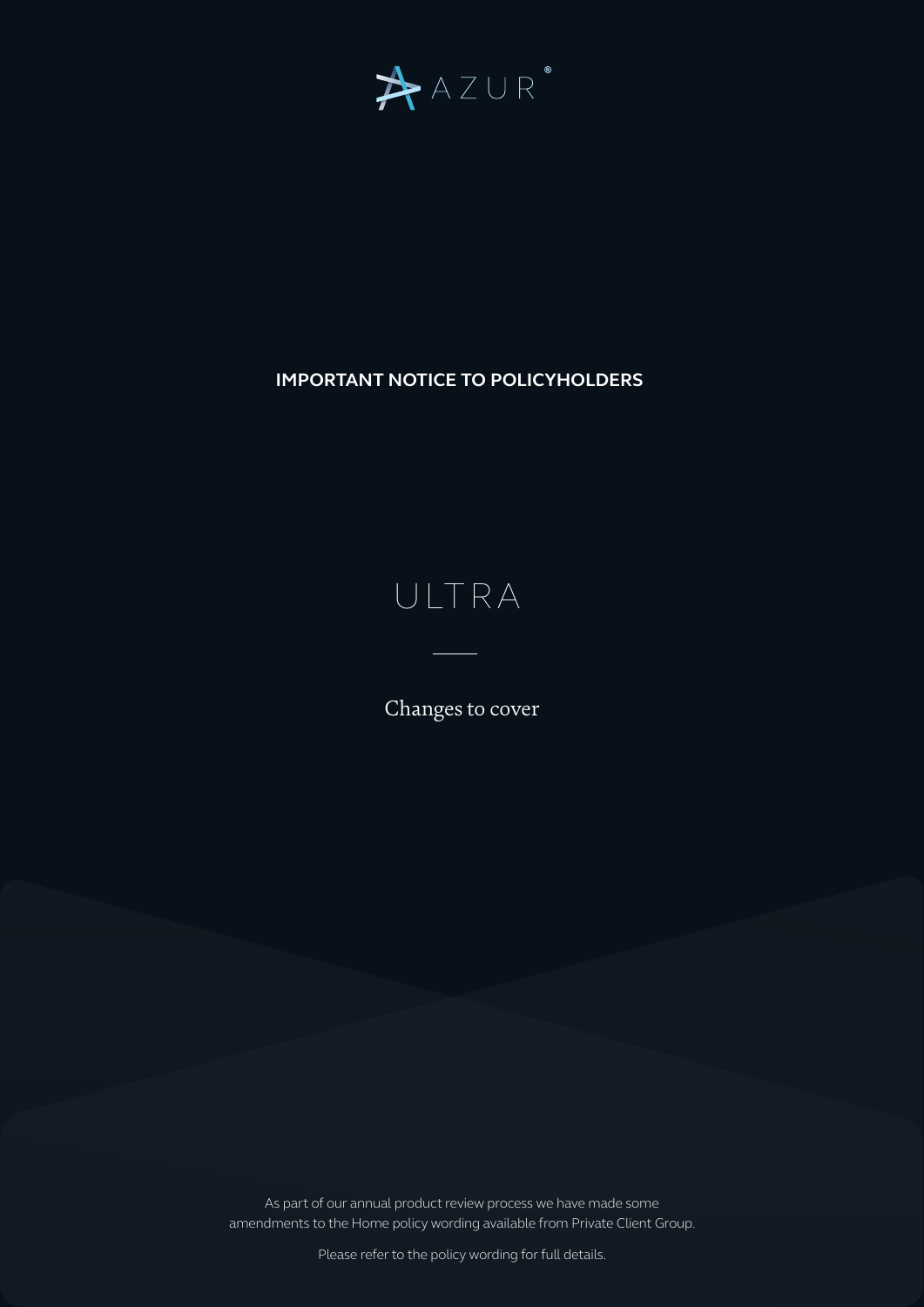AZUR®

**IMPORTANT NOTICE TO POLICYHOLDERS**

# ULTRA

## Changes to cover

As part of our annual product review process we have made some amendments to the Home policy wording available from Private Client Group.

Please refer to the policy wording for full details.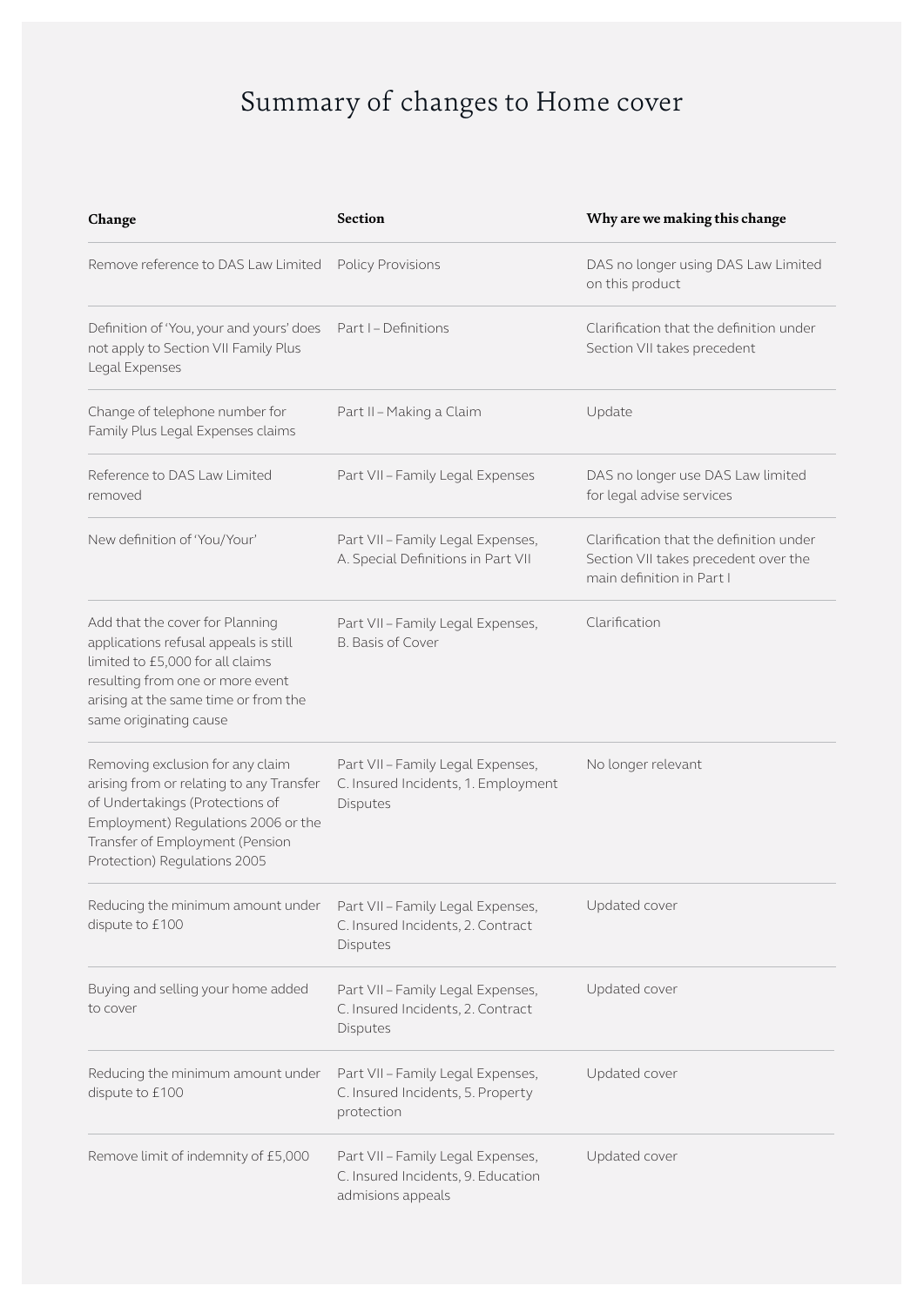# Summary of changes to Home cover

| Change | Section | Why are we making this change |
|---|---|---|
| Remove reference to DAS Law Limited | Policy Provisions | DAS no longer using DAS Law Limited on this product |
| Definition of 'You, your and yours' does not apply to Section VII Family Plus Legal Expenses | Part I – Definitions | Clarification that the definition under Section VII takes precedent |
| Change of telephone number for Family Plus Legal Expenses claims | Part II – Making a Claim | Update |
| Reference to DAS Law Limited removed | Part VII – Family Legal Expenses | DAS no longer use DAS Law limited for legal advise services |
| New definition of 'You/Your' | Part VII – Family Legal Expenses, A. Special Definitions in Part VII | Clarification that the definition under Section VII takes precedent over the main definition in Part I |
| Add that the cover for Planning applications refusal appeals is still limited to £5,000 for all claims resulting from one or more event arising at the same time or from the same originating cause | Part VII – Family Legal Expenses, B. Basis of Cover | Clarification |
| Removing exclusion for any claim arising from or relating to any Transfer of Undertakings (Protections of Employment) Regulations 2006 or the Transfer of Employment (Pension Protection) Regulations 2005 | Part VII – Family Legal Expenses, C. Insured Incidents, 1. Employment Disputes | No longer relevant |
| Reducing the minimum amount under dispute to £100 | Part VII – Family Legal Expenses, C. Insured Incidents, 2. Contract Disputes | Updated cover |
| Buying and selling your home added to cover | Part VII – Family Legal Expenses, C. Insured Incidents, 2. Contract Disputes | Updated cover |
| Reducing the minimum amount under dispute to £100 | Part VII – Family Legal Expenses, C. Insured Incidents, 5. Property protection | Updated cover |
| Remove limit of indemnity of £5,000 | Part VII – Family Legal Expenses, C. Insured Incidents, 9. Education admisions appeals | Updated cover |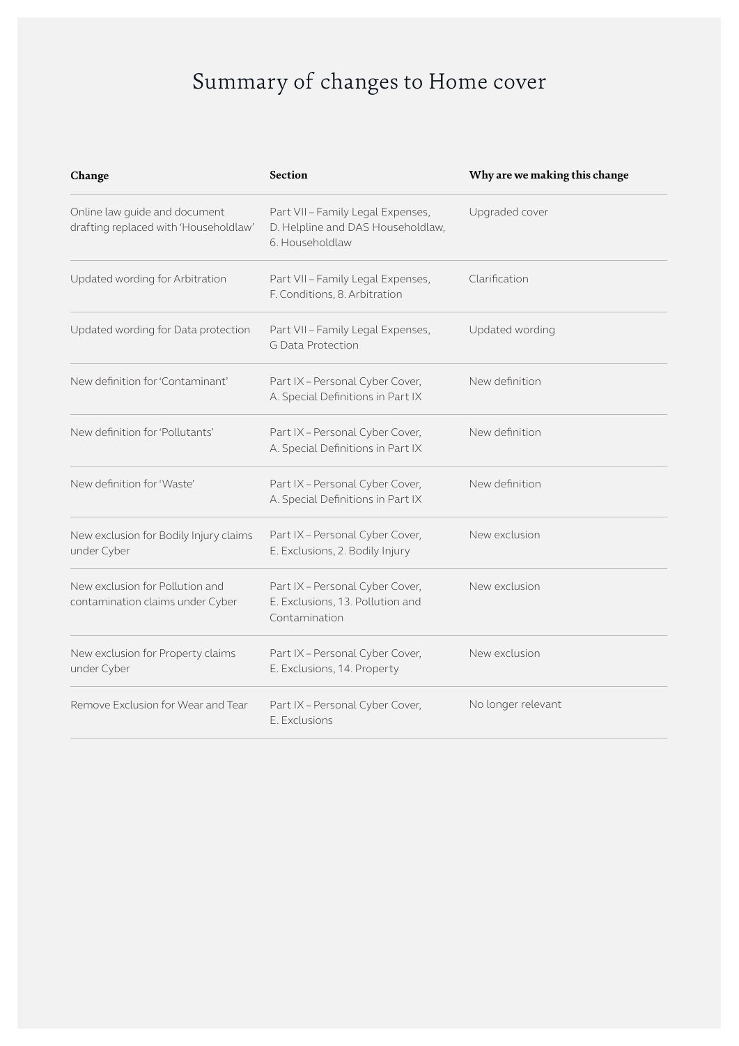# Summary of changes to Home cover

| Change | Section | Why are we making this change |
| --- | --- | --- |
| Online law guide and document drafting replaced with 'Householdlaw' | Part VII – Family Legal Expenses, D. Helpline and DAS Householdlaw, 6. Householdlaw | Upgraded cover |
| Updated wording for Arbitration | Part VII – Family Legal Expenses, F. Conditions, 8. Arbitration | Clarification |
| Updated wording for Data protection | Part VII – Family Legal Expenses, G Data Protection | Updated wording |
| New definition for 'Contaminant' | Part IX – Personal Cyber Cover, A. Special Definitions in Part IX | New definition |
| New definition for 'Pollutants' | Part IX – Personal Cyber Cover, A. Special Definitions in Part IX | New definition |
| New definition for 'Waste' | Part IX – Personal Cyber Cover, A. Special Definitions in Part IX | New definition |
| New exclusion for Bodily Injury claims under Cyber | Part IX – Personal Cyber Cover, E. Exclusions, 2. Bodily Injury | New exclusion |
| New exclusion for Pollution and contamination claims under Cyber | Part IX – Personal Cyber Cover, E. Exclusions, 13. Pollution and Contamination | New exclusion |
| New exclusion for Property claims under Cyber | Part IX – Personal Cyber Cover, E. Exclusions, 14. Property | New exclusion |
| Remove Exclusion for Wear and Tear | Part IX – Personal Cyber Cover, E. Exclusions | No longer relevant |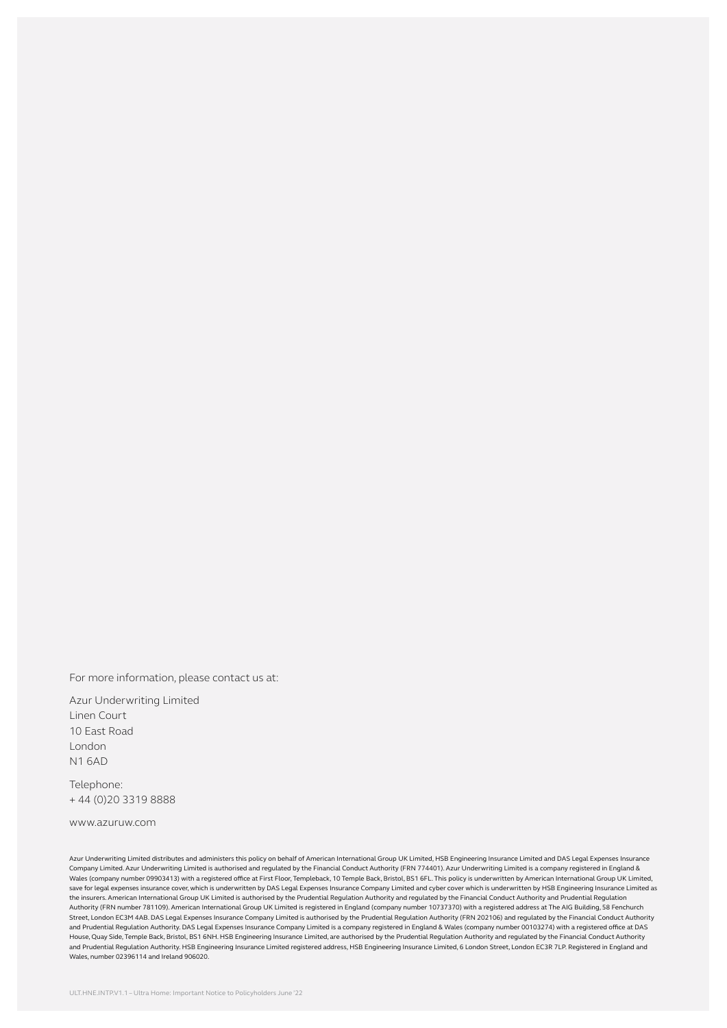For more information, please contact us at:

Azur Underwriting Limited
Linen Court
10 East Road
London
N1 6AD

Telephone:
+ 44 (0)20 3319 8888

www.azuruw.com

Azur Underwriting Limited distributes and administers this policy on behalf of American International Group UK Limited, HSB Engineering Insurance Limited and DAS Legal Expenses Insurance Company Limited. Azur Underwriting Limited is authorised and regulated by the Financial Conduct Authority (FRN 774401). Azur Underwriting Limited is a company registered in England & Wales (company number 09903413) with a registered office at First Floor, Templeback, 10 Temple Back, Bristol, BS1 6FL. This policy is underwritten by American International Group UK Limited, save for legal expenses insurance cover, which is underwritten by DAS Legal Expenses Insurance Company Limited and cyber cover which is underwritten by HSB Engineering Insurance Limited as the insurers. American International Group UK Limited is authorised by the Prudential Regulation Authority and regulated by the Financial Conduct Authority and Prudential Regulation Authority (FRN number 781109). American International Group UK Limited is registered in England (company number 10737370) with a registered address at The AIG Building, 58 Fenchurch Street, London EC3M 4AB. DAS Legal Expenses Insurance Company Limited is authorised by the Prudential Regulation Authority (FRN 202106) and regulated by the Financial Conduct Authority and Prudential Regulation Authority. DAS Legal Expenses Insurance Company Limited is a company registered in England & Wales (company number 00103274) with a registered office at DAS House, Quay Side, Temple Back, Bristol, BS1 6NH. HSB Engineering Insurance Limited, are authorised by the Prudential Regulation Authority and regulated by the Financial Conduct Authority and Prudential Regulation Authority. HSB Engineering Insurance Limited registered address, HSB Engineering Insurance Limited, 6 London Street, London EC3R 7LP. Registered in England and Wales, number 02396114 and Ireland 906020.

ULT.HNE.INTP.V1.1 – Ultra Home: Important Notice to Policyholders June '22